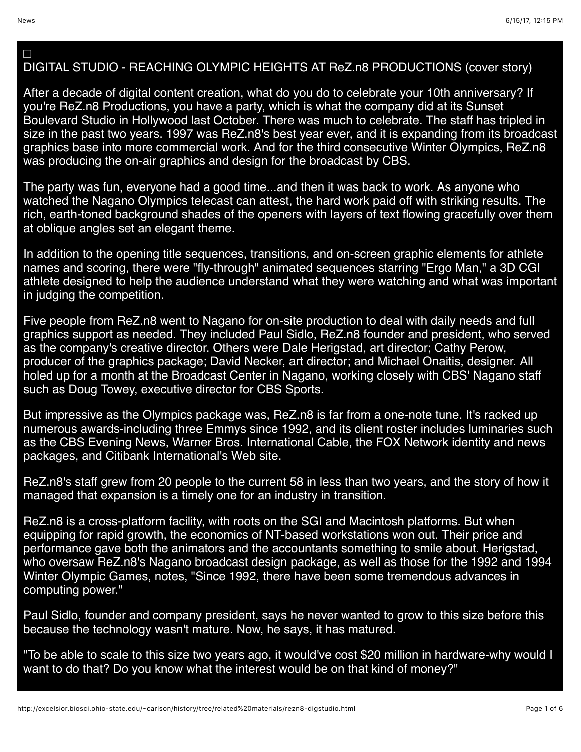# DIGITAL STUDIO - REACHING OLYMPIC HEIGHTS AT ReZ.n8 PRODUCTIONS (cover story)

After a decade of digital content creation, what do you do to celebrate your 10th anniversary? If you're ReZ.n8 Productions, you have a party, which is what the company did at its Sunset Boulevard Studio in Hollywood last October. There was much to celebrate. The staff has tripled in size in the past two years. 1997 was ReZ.n8's best year ever, and it is expanding from its broadcast graphics base into more commercial work. And for the third consecutive Winter Olympics, ReZ.n8 was producing the on-air graphics and design for the broadcast by CBS.

The party was fun, everyone had a good time...and then it was back to work. As anyone who watched the Nagano Olympics telecast can attest, the hard work paid off with striking results. The rich, earth-toned background shades of the openers with layers of text flowing gracefully over them at oblique angles set an elegant theme.

In addition to the opening title sequences, transitions, and on-screen graphic elements for athlete names and scoring, there were "fly-through" animated sequences starring "Ergo Man," a 3D CGI athlete designed to help the audience understand what they were watching and what was important in judging the competition.

Five people from ReZ.n8 went to Nagano for on-site production to deal with daily needs and full graphics support as needed. They included Paul Sidlo, ReZ.n8 founder and president, who served as the company's creative director. Others were Dale Herigstad, art director; Cathy Perow, producer of the graphics package; David Necker, art director; and Michael Onaitis, designer. All holed up for a month at the Broadcast Center in Nagano, working closely with CBS' Nagano staff such as Doug Towey, executive director for CBS Sports.

But impressive as the Olympics package was, ReZ.n8 is far from a one-note tune. It's racked up numerous awards-including three Emmys since 1992, and its client roster includes luminaries such as the CBS Evening News, Warner Bros. International Cable, the FOX Network identity and news packages, and Citibank International's Web site.

ReZ.n8's staff grew from 20 people to the current 58 in less than two years, and the story of how it managed that expansion is a timely one for an industry in transition.

ReZ.n8 is a cross-platform facility, with roots on the SGI and Macintosh platforms. But when equipping for rapid growth, the economics of NT-based workstations won out. Their price and performance gave both the animators and the accountants something to smile about. Herigstad, who oversaw ReZ.n8's Nagano broadcast design package, as well as those for the 1992 and 1994 Winter Olympic Games, notes, "Since 1992, there have been some tremendous advances in computing power."

Paul Sidlo, founder and company president, says he never wanted to grow to this size before this because the technology wasn't mature. Now, he says, it has matured.

"To be able to scale to this size two years ago, it would've cost $20 million in hardware-why would I want to do that? Do you know what the interest would be on that kind of money?"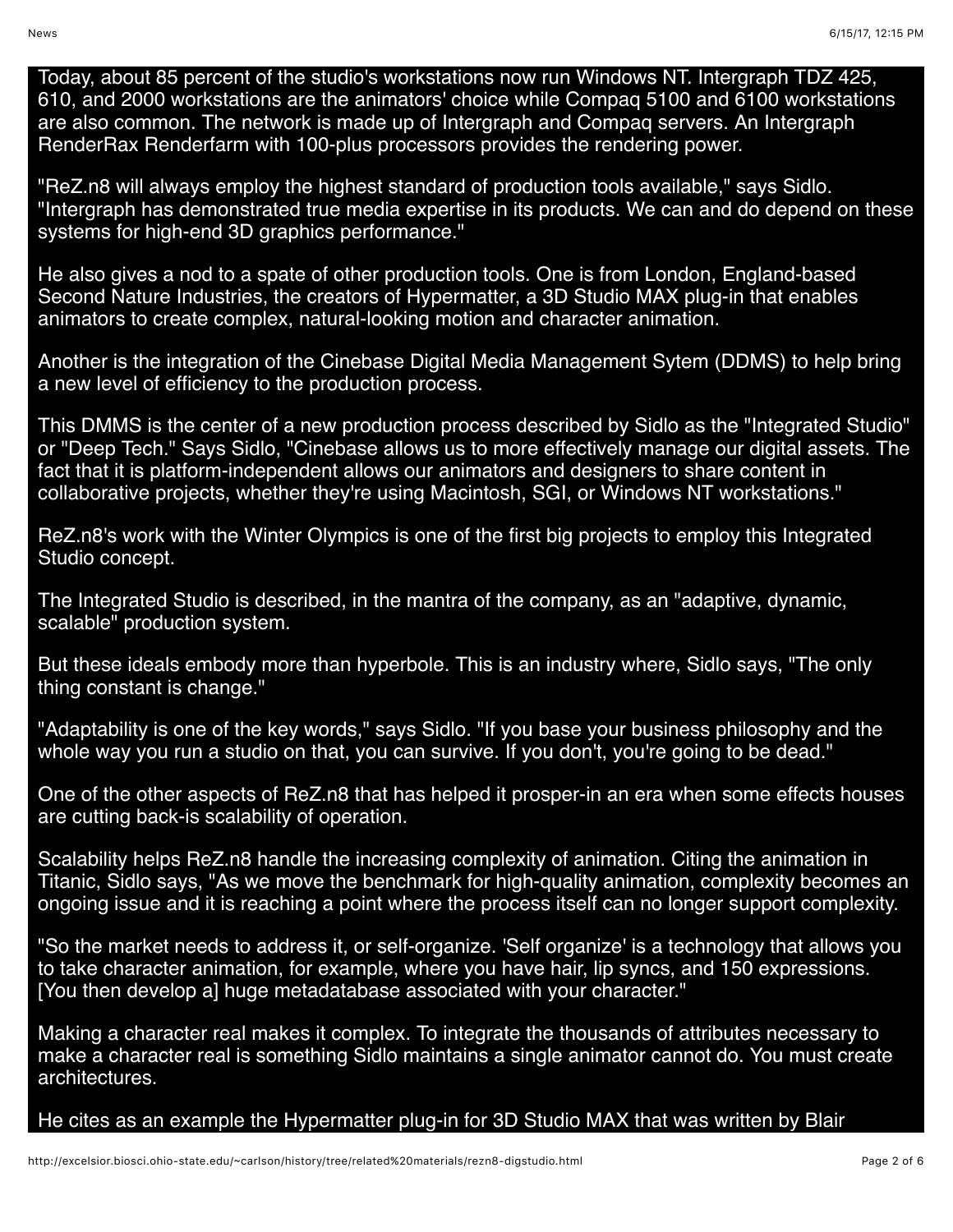Today, about 85 percent of the studio's workstations now run Windows NT. Intergraph TDZ 425, 610, and 2000 workstations are the animators' choice while Compaq 5100 and 6100 workstations are also common. The network is made up of Intergraph and Compaq servers. An Intergraph RenderRax Renderfarm with 100-plus processors provides the rendering power.

"ReZ.n8 will always employ the highest standard of production tools available," says Sidlo. "Intergraph has demonstrated true media expertise in its products. We can and do depend on these systems for high-end 3D graphics performance."

He also gives a nod to a spate of other production tools. One is from London, England-based Second Nature Industries, the creators of Hypermatter, a 3D Studio MAX plug-in that enables animators to create complex, natural-looking motion and character animation.

Another is the integration of the Cinebase Digital Media Management Sytem (DDMS) to help bring a new level of efficiency to the production process.

This DMMS is the center of a new production process described by Sidlo as the "Integrated Studio" or "Deep Tech." Says Sidlo, "Cinebase allows us to more effectively manage our digital assets. The fact that it is platform-independent allows our animators and designers to share content in collaborative projects, whether they're using Macintosh, SGI, or Windows NT workstations."

ReZ.n8's work with the Winter Olympics is one of the first big projects to employ this Integrated Studio concept.

The Integrated Studio is described, in the mantra of the company, as an "adaptive, dynamic, scalable" production system.

But these ideals embody more than hyperbole. This is an industry where, Sidlo says, "The only thing constant is change."

"Adaptability is one of the key words," says Sidlo. "If you base your business philosophy and the whole way you run a studio on that, you can survive. If you don't, you're going to be dead."

One of the other aspects of ReZ.n8 that has helped it prosper-in an era when some effects houses are cutting back-is scalability of operation.

Scalability helps ReZ.n8 handle the increasing complexity of animation. Citing the animation in Titanic, Sidlo says, "As we move the benchmark for high-quality animation, complexity becomes an ongoing issue and it is reaching a point where the process itself can no longer support complexity.

"So the market needs to address it, or self-organize. 'Self organize' is a technology that allows you to take character animation, for example, where you have hair, lip syncs, and 150 expressions. [You then develop a] huge metadatabase associated with your character."

Making a character real makes it complex. To integrate the thousands of attributes necessary to make a character real is something Sidlo maintains a single animator cannot do. You must create architectures.

He cites as an example the Hypermatter plug-in for 3D Studio MAX that was written by Blair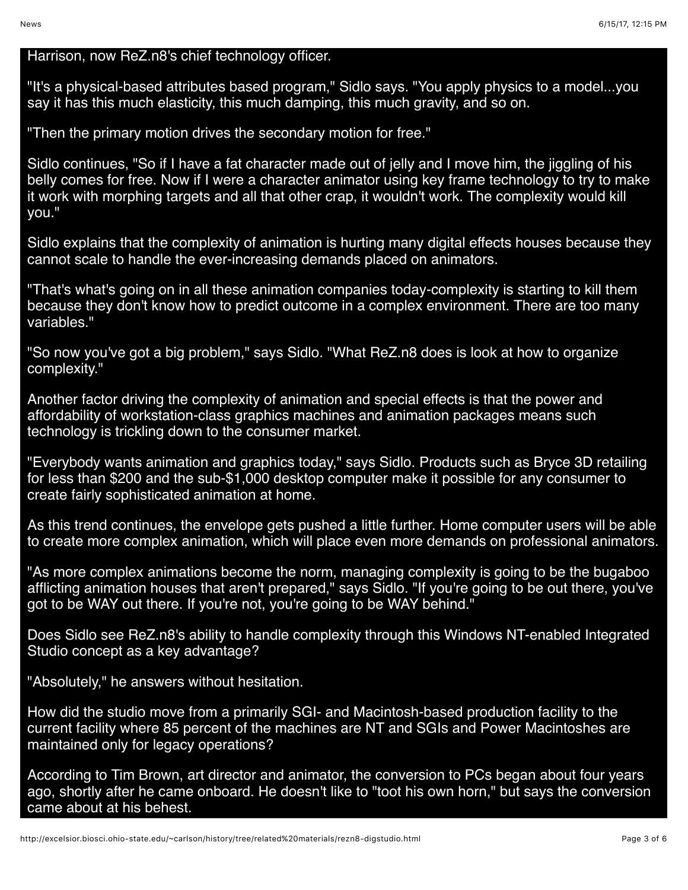Harrison, now ReZ.n8's chief technology officer.

"It's a physical-based attributes based program," Sidlo says. "You apply physics to a model...you say it has this much elasticity, this much damping, this much gravity, and so on.

"Then the primary motion drives the secondary motion for free."

Sidlo continues, "So if I have a fat character made out of jelly and I move him, the jiggling of his belly comes for free. Now if I were a character animator using key frame technology to try to make it work with morphing targets and all that other crap, it wouldn't work. The complexity would kill you."

Sidlo explains that the complexity of animation is hurting many digital effects houses because they cannot scale to handle the ever-increasing demands placed on animators.

"That's what's going on in all these animation companies today-complexity is starting to kill them because they don't know how to predict outcome in a complex environment. There are too many variables."

"So now you've got a big problem," says Sidlo. "What ReZ.n8 does is look at how to organize complexity."

Another factor driving the complexity of animation and special effects is that the power and affordability of workstation-class graphics machines and animation packages means such technology is trickling down to the consumer market.

"Everybody wants animation and graphics today," says Sidlo. Products such as Bryce 3D retailing for less than $200 and the sub-$1,000 desktop computer make it possible for any consumer to create fairly sophisticated animation at home.

As this trend continues, the envelope gets pushed a little further. Home computer users will be able to create more complex animation, which will place even more demands on professional animators.

"As more complex animations become the norm, managing complexity is going to be the bugaboo afflicting animation houses that aren't prepared," says Sidlo. "If you're going to be out there, you've got to be WAY out there. If you're not, you're going to be WAY behind."

Does Sidlo see ReZ.n8's ability to handle complexity through this Windows NT-enabled Integrated Studio concept as a key advantage?

"Absolutely," he answers without hesitation.

How did the studio move from a primarily SGI- and Macintosh-based production facility to the current facility where 85 percent of the machines are NT and SGIs and Power Macintoshes are maintained only for legacy operations?

According to Tim Brown, art director and animator, the conversion to PCs began about four years ago, shortly after he came onboard. He doesn't like to "toot his own horn," but says the conversion came about at his behest.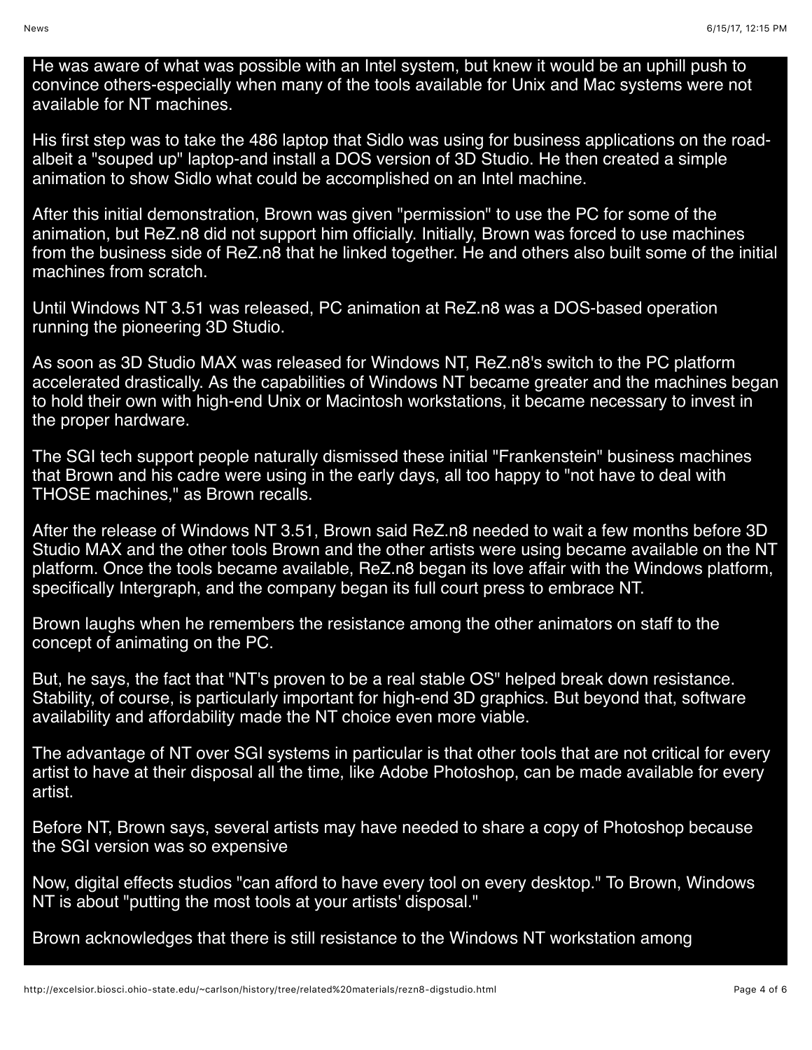He was aware of what was possible with an Intel system, but knew it would be an uphill push to convince others-especially when many of the tools available for Unix and Mac systems were not available for NT machines.

His first step was to take the 486 laptop that Sidlo was using for business applications on the road-albeit a "souped up" laptop-and install a DOS version of 3D Studio. He then created a simple animation to show Sidlo what could be accomplished on an Intel machine.

After this initial demonstration, Brown was given "permission" to use the PC for some of the animation, but ReZ.n8 did not support him officially. Initially, Brown was forced to use machines from the business side of ReZ.n8 that he linked together. He and others also built some of the initial machines from scratch.

Until Windows NT 3.51 was released, PC animation at ReZ.n8 was a DOS-based operation running the pioneering 3D Studio.

As soon as 3D Studio MAX was released for Windows NT, ReZ.n8's switch to the PC platform accelerated drastically. As the capabilities of Windows NT became greater and the machines began to hold their own with high-end Unix or Macintosh workstations, it became necessary to invest in the proper hardware.

The SGI tech support people naturally dismissed these initial "Frankenstein" business machines that Brown and his cadre were using in the early days, all too happy to "not have to deal with THOSE machines," as Brown recalls.

After the release of Windows NT 3.51, Brown said ReZ.n8 needed to wait a few months before 3D Studio MAX and the other tools Brown and the other artists were using became available on the NT platform. Once the tools became available, ReZ.n8 began its love affair with the Windows platform, specifically Intergraph, and the company began its full court press to embrace NT.

Brown laughs when he remembers the resistance among the other animators on staff to the concept of animating on the PC.

But, he says, the fact that "NT's proven to be a real stable OS" helped break down resistance. Stability, of course, is particularly important for high-end 3D graphics. But beyond that, software availability and affordability made the NT choice even more viable.

The advantage of NT over SGI systems in particular is that other tools that are not critical for every artist to have at their disposal all the time, like Adobe Photoshop, can be made available for every artist.

Before NT, Brown says, several artists may have needed to share a copy of Photoshop because the SGI version was so expensive

Now, digital effects studios "can afford to have every tool on every desktop." To Brown, Windows NT is about "putting the most tools at your artists' disposal."

Brown acknowledges that there is still resistance to the Windows NT workstation among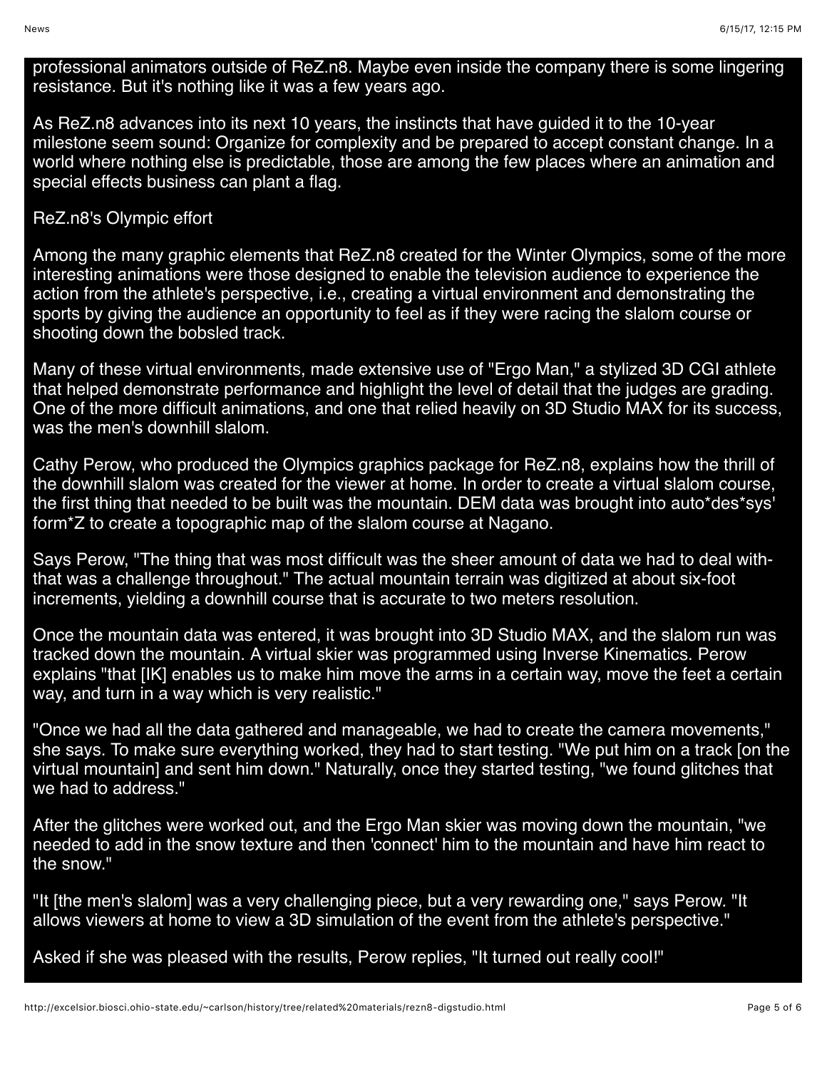professional animators outside of ReZ.n8. Maybe even inside the company there is some lingering resistance. But it's nothing like it was a few years ago.

As ReZ.n8 advances into its next 10 years, the instincts that have guided it to the 10-year milestone seem sound: Organize for complexity and be prepared to accept constant change. In a world where nothing else is predictable, those are among the few places where an animation and special effects business can plant a flag.

## ReZ.n8's Olympic effort

Among the many graphic elements that ReZ.n8 created for the Winter Olympics, some of the more interesting animations were those designed to enable the television audience to experience the action from the athlete's perspective, i.e., creating a virtual environment and demonstrating the sports by giving the audience an opportunity to feel as if they were racing the slalom course or shooting down the bobsled track.

Many of these virtual environments, made extensive use of "Ergo Man," a stylized 3D CGI athlete that helped demonstrate performance and highlight the level of detail that the judges are grading. One of the more difficult animations, and one that relied heavily on 3D Studio MAX for its success, was the men's downhill slalom.

Cathy Perow, who produced the Olympics graphics package for ReZ.n8, explains how the thrill of the downhill slalom was created for the viewer at home. In order to create a virtual slalom course, the first thing that needed to be built was the mountain. DEM data was brought into auto*des*sys' form*Z to create a topographic map of the slalom course at Nagano.

Says Perow, "The thing that was most difficult was the sheer amount of data we had to deal with- that was a challenge throughout." The actual mountain terrain was digitized at about six-foot increments, yielding a downhill course that is accurate to two meters resolution.

Once the mountain data was entered, it was brought into 3D Studio MAX, and the slalom run was tracked down the mountain. A virtual skier was programmed using Inverse Kinematics. Perow explains "that [IK] enables us to make him move the arms in a certain way, move the feet a certain way, and turn in a way which is very realistic."

"Once we had all the data gathered and manageable, we had to create the camera movements," she says. To make sure everything worked, they had to start testing. "We put him on a track [on the virtual mountain] and sent him down." Naturally, once they started testing, "we found glitches that we had to address."

After the glitches were worked out, and the Ergo Man skier was moving down the mountain, "we needed to add in the snow texture and then 'connect' him to the mountain and have him react to the snow."

"It [the men's slalom] was a very challenging piece, but a very rewarding one," says Perow. "It allows viewers at home to view a 3D simulation of the event from the athlete's perspective."

Asked if she was pleased with the results, Perow replies, "It turned out really cool!"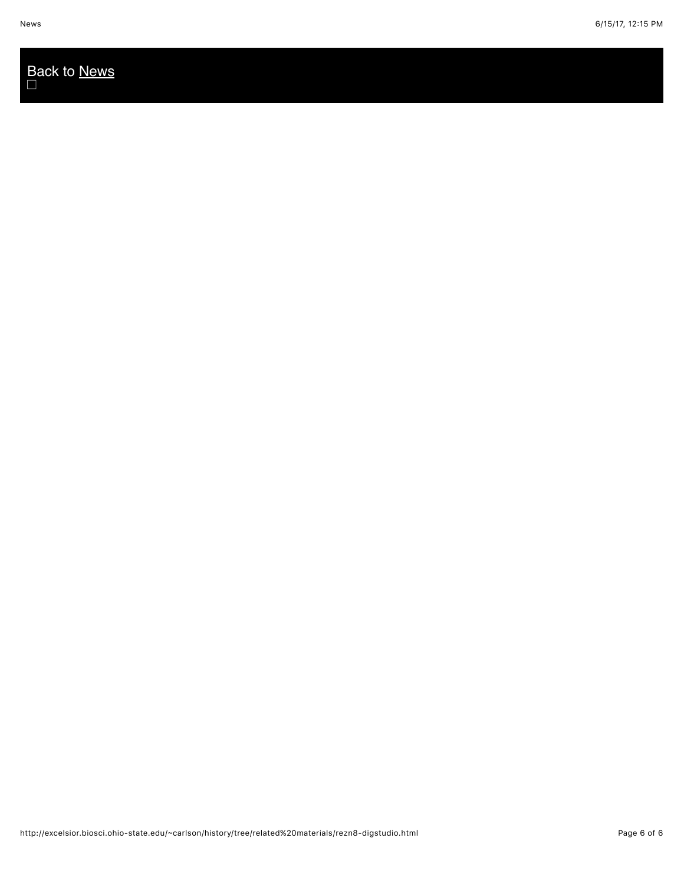Back to News